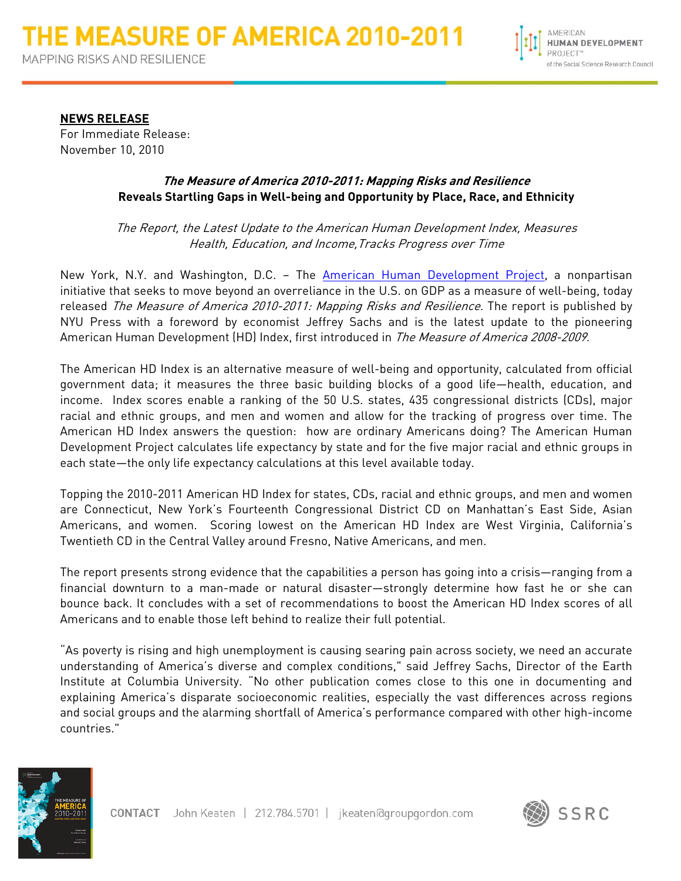# THE MEASURE OF AMERICA 2010-2011

MAPPING RISKS AND RESILIENCE

**NEWS RELEASE**

For Immediate Release:
November 10, 2010

***The Measure of America 2010-2011: Mapping Risks and Resilience***
**Reveals Startling Gaps in Well-being and Opportunity by Place, Race, and Ethnicity**

*The Report, the Latest Update to the American Human Development Index, Measures Health, Education, and Income, Tracks Progress over Time*

New York, N.Y. and Washington, D.C. – The American Human Development Project, a nonpartisan initiative that seeks to move beyond an overreliance in the U.S. on GDP as a measure of well-being, today released *The Measure of America 2010-2011: Mapping Risks and Resilience.* The report is published by NYU Press with a foreword by economist Jeffrey Sachs and is the latest update to the pioneering American Human Development (HD) Index, first introduced in *The Measure of America 2008-2009*.

The American HD Index is an alternative measure of well-being and opportunity, calculated from official government data; it measures the three basic building blocks of a good life—health, education, and income. Index scores enable a ranking of the 50 U.S. states, 435 congressional districts (CDs), major racial and ethnic groups, and men and women and allow for the tracking of progress over time. The American HD Index answers the question: how are ordinary Americans doing? The American Human Development Project calculates life expectancy by state and for the five major racial and ethnic groups in each state—the only life expectancy calculations at this level available today.

Topping the 2010-2011 American HD Index for states, CDs, racial and ethnic groups, and men and women are Connecticut, New York's Fourteenth Congressional District CD on Manhattan's East Side, Asian Americans, and women. Scoring lowest on the American HD Index are West Virginia, California's Twentieth CD in the Central Valley around Fresno, Native Americans, and men.

The report presents strong evidence that the capabilities a person has going into a crisis—ranging from a financial downturn to a man-made or natural disaster—strongly determine how fast he or she can bounce back. It concludes with a set of recommendations to boost the American HD Index scores of all Americans and to enable those left behind to realize their full potential.

"As poverty is rising and high unemployment is causing searing pain across society, we need an accurate understanding of America's diverse and complex conditions," said Jeffrey Sachs, Director of the Earth Institute at Columbia University. "No other publication comes close to this one in documenting and explaining America's disparate socioeconomic realities, especially the vast differences across regions and social groups and the alarming shortfall of America's performance compared with other high-income countries."

CONTACT John Keaten | 212.784.5701 | jkeaten@groupgordon.com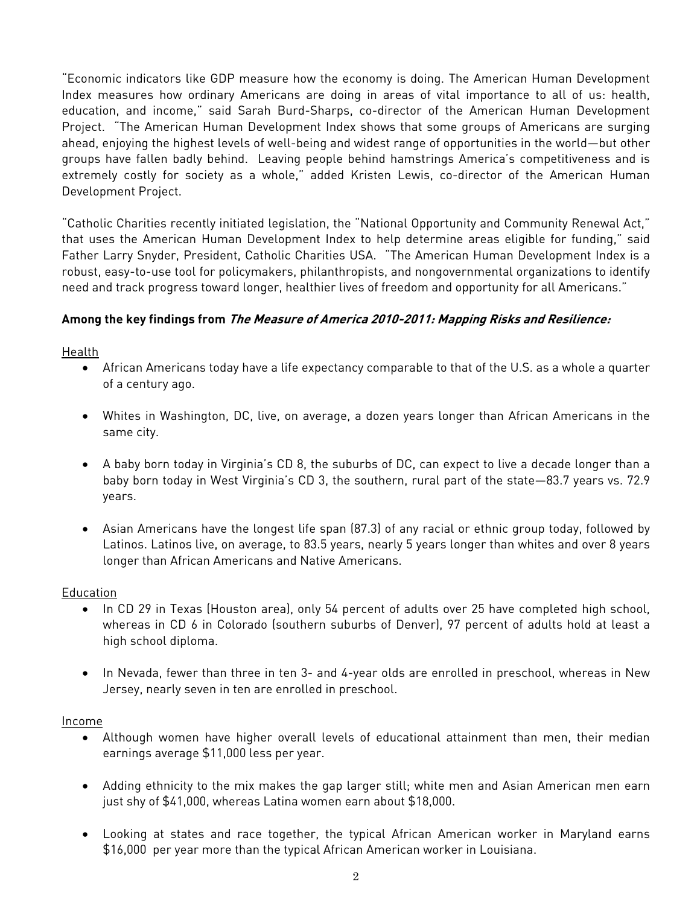"Economic indicators like GDP measure how the economy is doing. The American Human Development Index measures how ordinary Americans are doing in areas of vital importance to all of us: health, education, and income," said Sarah Burd-Sharps, co-director of the American Human Development Project. "The American Human Development Index shows that some groups of Americans are surging ahead, enjoying the highest levels of well-being and widest range of opportunities in the world—but other groups have fallen badly behind. Leaving people behind hamstrings America's competitiveness and is extremely costly for society as a whole," added Kristen Lewis, co-director of the American Human Development Project.

"Catholic Charities recently initiated legislation, the "National Opportunity and Community Renewal Act," that uses the American Human Development Index to help determine areas eligible for funding," said Father Larry Snyder, President, Catholic Charities USA. "The American Human Development Index is a robust, easy-to-use tool for policymakers, philanthropists, and nongovernmental organizations to identify need and track progress toward longer, healthier lives of freedom and opportunity for all Americans."

**Among the key findings from *The Measure of America 2010-2011: Mapping Risks and Resilience:***

Health

- African Americans today have a life expectancy comparable to that of the U.S. as a whole a quarter of a century ago.
- Whites in Washington, DC, live, on average, a dozen years longer than African Americans in the same city.
- A baby born today in Virginia's CD 8, the suburbs of DC, can expect to live a decade longer than a baby born today in West Virginia's CD 3, the southern, rural part of the state—83.7 years vs. 72.9 years.
- Asian Americans have the longest life span (87.3) of any racial or ethnic group today, followed by Latinos. Latinos live, on average, to 83.5 years, nearly 5 years longer than whites and over 8 years longer than African Americans and Native Americans.

Education

- In CD 29 in Texas (Houston area), only 54 percent of adults over 25 have completed high school, whereas in CD 6 in Colorado (southern suburbs of Denver), 97 percent of adults hold at least a high school diploma.
- In Nevada, fewer than three in ten 3- and 4-year olds are enrolled in preschool, whereas in New Jersey, nearly seven in ten are enrolled in preschool.

Income

- Although women have higher overall levels of educational attainment than men, their median earnings average $11,000 less per year.
- Adding ethnicity to the mix makes the gap larger still; white men and Asian American men earn just shy of $41,000, whereas Latina women earn about $18,000.
- Looking at states and race together, the typical African American worker in Maryland earns $16,000 per year more than the typical African American worker in Louisiana.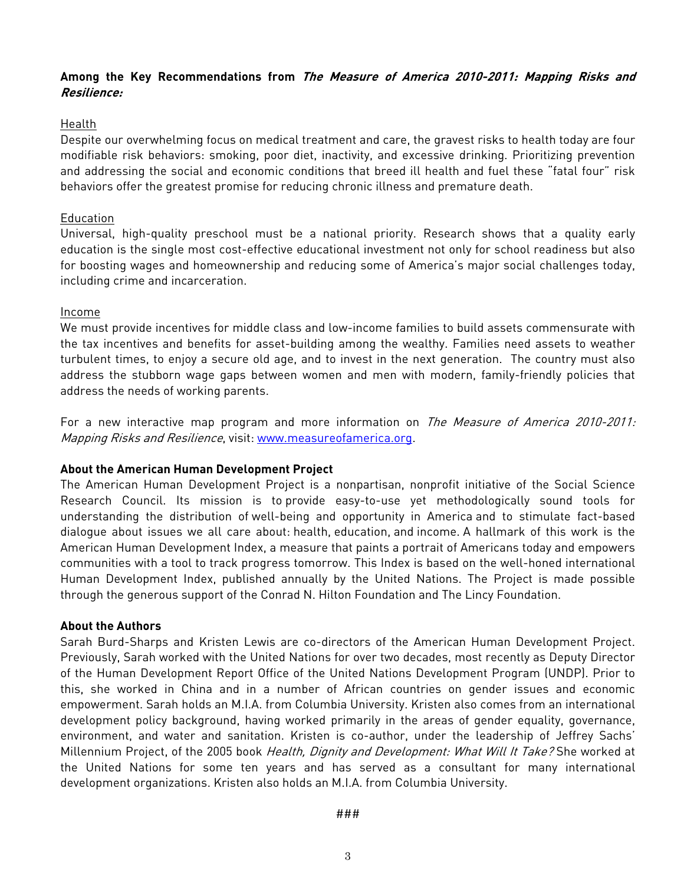**Among the Key Recommendations from *The Measure of America 2010-2011: Mapping Risks and Resilience:***

Health

Despite our overwhelming focus on medical treatment and care, the gravest risks to health today are four modifiable risk behaviors: smoking, poor diet, inactivity, and excessive drinking. Prioritizing prevention and addressing the social and economic conditions that breed ill health and fuel these "fatal four" risk behaviors offer the greatest promise for reducing chronic illness and premature death.

Education

Universal, high-quality preschool must be a national priority. Research shows that a quality early education is the single most cost-effective educational investment not only for school readiness but also for boosting wages and homeownership and reducing some of America's major social challenges today, including crime and incarceration.

Income

We must provide incentives for middle class and low-income families to build assets commensurate with the tax incentives and benefits for asset-building among the wealthy. Families need assets to weather turbulent times, to enjoy a secure old age, and to invest in the next generation. The country must also address the stubborn wage gaps between women and men with modern, family-friendly policies that address the needs of working parents.

For a new interactive map program and more information on *The Measure of America 2010-2011: Mapping Risks and Resilience*, visit: www.measureofamerica.org.

**About the American Human Development Project**

The American Human Development Project is a nonpartisan, nonprofit initiative of the Social Science Research Council. Its mission is to provide easy-to-use yet methodologically sound tools for understanding the distribution of well-being and opportunity in America and to stimulate fact-based dialogue about issues we all care about: health, education, and income. A hallmark of this work is the American Human Development Index, a measure that paints a portrait of Americans today and empowers communities with a tool to track progress tomorrow. This Index is based on the well-honed international Human Development Index, published annually by the United Nations. The Project is made possible through the generous support of the Conrad N. Hilton Foundation and The Lincy Foundation.

**About the Authors**

Sarah Burd-Sharps and Kristen Lewis are co-directors of the American Human Development Project. Previously, Sarah worked with the United Nations for over two decades, most recently as Deputy Director of the Human Development Report Office of the United Nations Development Program (UNDP). Prior to this, she worked in China and in a number of African countries on gender issues and economic empowerment. Sarah holds an M.I.A. from Columbia University. Kristen also comes from an international development policy background, having worked primarily in the areas of gender equality, governance, environment, and water and sanitation. Kristen is co-author, under the leadership of Jeffrey Sachs' Millennium Project, of the 2005 book *Health, Dignity and Development: What Will It Take?* She worked at the United Nations for some ten years and has served as a consultant for many international development organizations. Kristen also holds an M.I.A. from Columbia University.

###